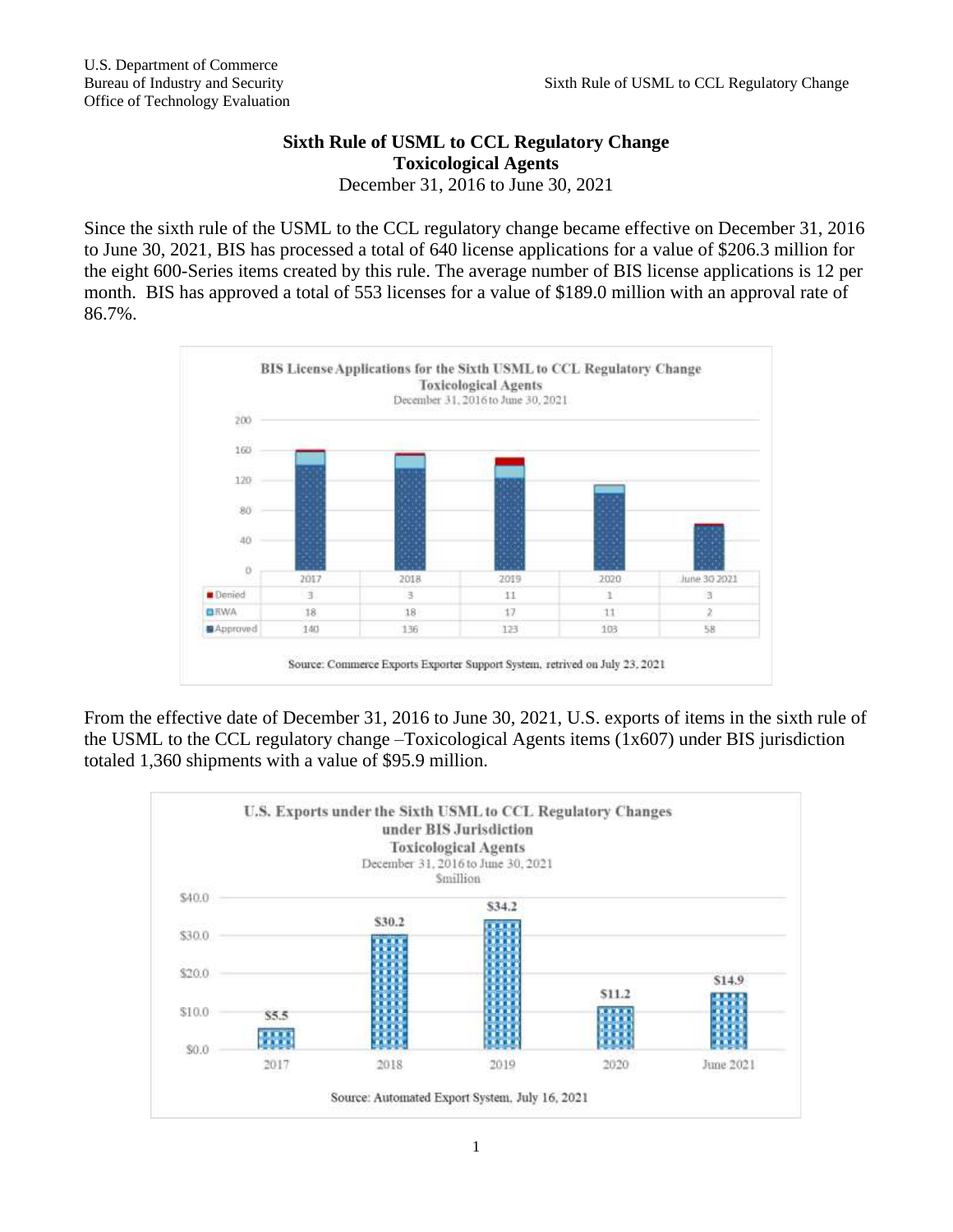U.S. Department of Commerce
Bureau of Industry and Security
Office of Technology Evaluation

# Sixth Rule of USML to CCL Regulatory Change
## Toxicological Agents
December 31, 2016 to June 30, 2021

Since the sixth rule of the USML to the CCL regulatory change became effective on December 31, 2016 to June 30, 2021, BIS has processed a total of 640 license applications for a value of $206.3 million for the eight 600-Series items created by this rule. The average number of BIS license applications is 12 per month. BIS has approved a total of 553 licenses for a value of $189.0 million with an approval rate of 86.7%.

**BIS License Applications for the Sixth USML to CCL Regulatory Change**
**Toxicological Agents**
December 31, 2016 to June 30, 2021

| | 2017 | 2018 | 2019 | 2020 | June 30 2021 |
|---|---|---|---|---|---|
| Denied | 3 | 3 | 11 | 1 | 3 |
| RWA | 18 | 18 | 17 | 11 | 2 |
| Approved | 140 | 136 | 123 | 103 | 58 |

Source: Commerce Exports Exporter Support System, retrived on July 23, 2021

From the effective date of December 31, 2016 to June 30, 2021, U.S. exports of items in the sixth rule of the USML to the CCL regulatory change –Toxicological Agents items (1x607) under BIS jurisdiction totaled 1,360 shipments with a value of $95.9 million.

**U.S. Exports under the Sixth USML to CCL Regulatory Changes under BIS Jurisdiction**
**Toxicological Agents**
December 31, 2016 to June 30, 2021
$million

| 2017 | 2018 | 2019 | 2020 | June 2021 |
|---|---|---|---|---|
| $5.5 | $30.2 | $34.2 | $11.2 | $14.9 |

Source: Automated Export System, July 16, 2021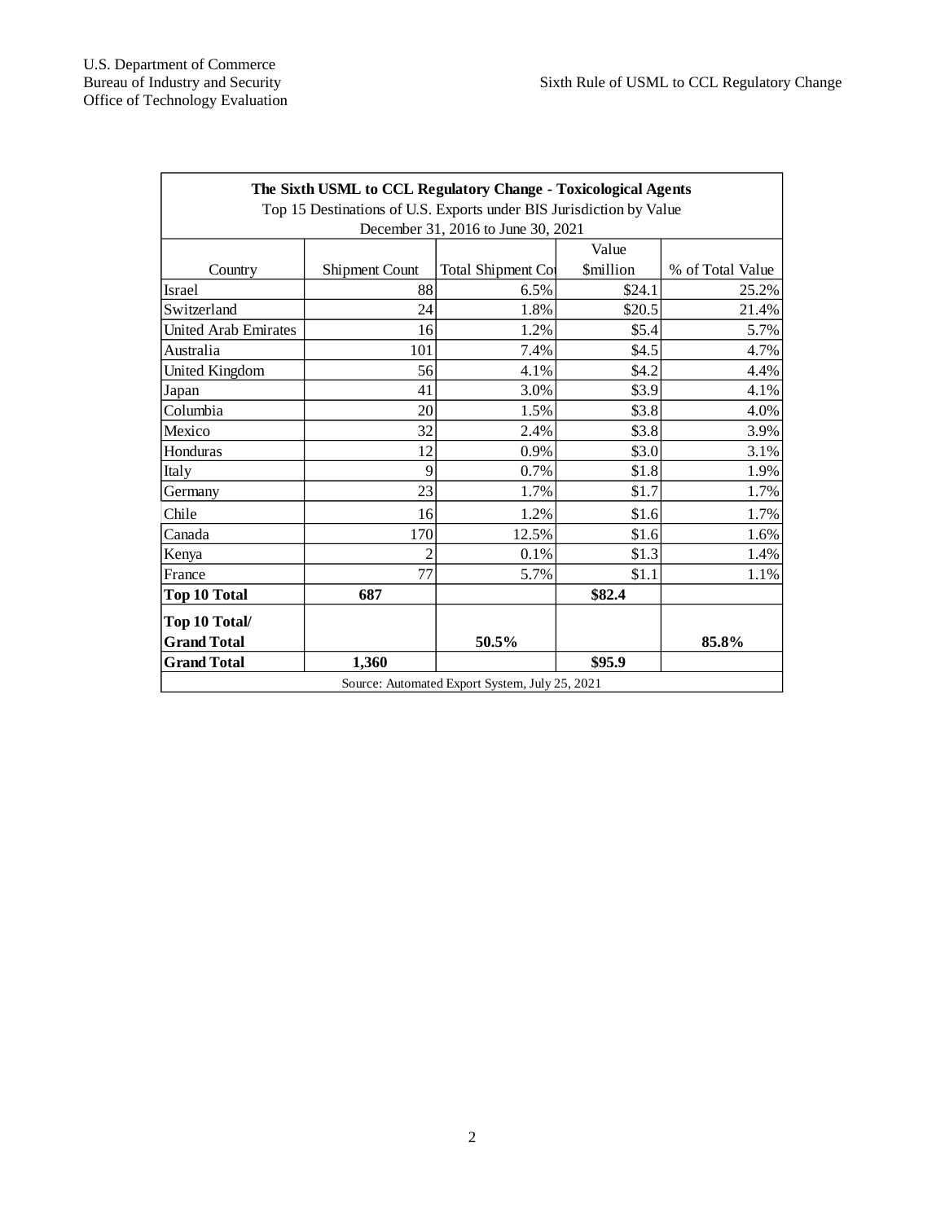| The Sixth USML to CCL Regulatory Change - Toxicological Agents | | | | |
|---|---|---|---|---|
| Top 15 Destinations of U.S. Exports under BIS Jurisdiction by Value | | | | |
| December 31, 2016 to June 30, 2021 | | | | |
| Country | Shipment Count | Total Shipment Co | Value $million | % of Total Value |
| Israel | 88 | 6.5% | $24.1 | 25.2% |
| Switzerland | 24 | 1.8% | $20.5 | 21.4% |
| United Arab Emirates | 16 | 1.2% | $5.4 | 5.7% |
| Australia | 101 | 7.4% | $4.5 | 4.7% |
| United Kingdom | 56 | 4.1% | $4.2 | 4.4% |
| Japan | 41 | 3.0% | $3.9 | 4.1% |
| Columbia | 20 | 1.5% | $3.8 | 4.0% |
| Mexico | 32 | 2.4% | $3.8 | 3.9% |
| Honduras | 12 | 0.9% | $3.0 | 3.1% |
| Italy | 9 | 0.7% | $1.8 | 1.9% |
| Germany | 23 | 1.7% | $1.7 | 1.7% |
| Chile | 16 | 1.2% | $1.6 | 1.7% |
| Canada | 170 | 12.5% | $1.6 | 1.6% |
| Kenya | 2 | 0.1% | $1.3 | 1.4% |
| France | 77 | 5.7% | $1.1 | 1.1% |
| **Top 10 Total** | **687** | | **$82.4** | |
| **Top 10 Total/ Grand Total** | | **50.5%** | | **85.8%** |
| **Grand Total** | **1,360** | | **$95.9** | |
| Source: Automated Export System, July 25, 2021 | | | | |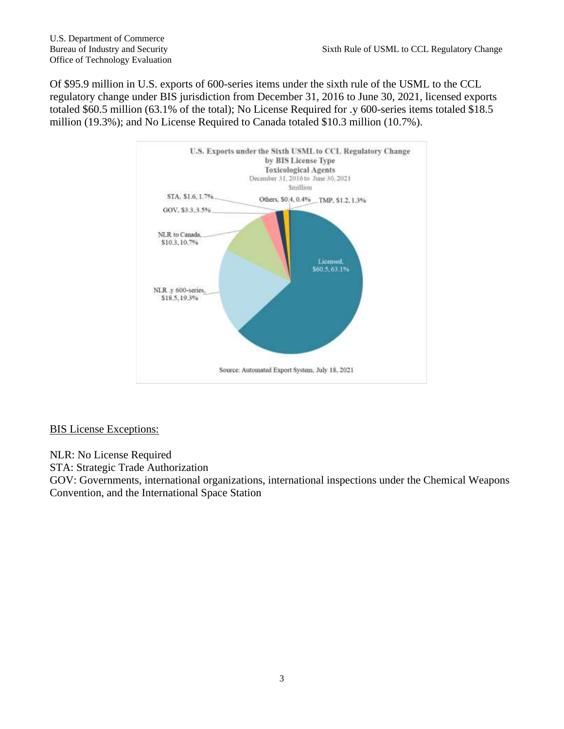Of $95.9 million in U.S. exports of 600-series items under the sixth rule of the USML to the CCL regulatory change under BIS jurisdiction from December 31, 2016 to June 30, 2021, licensed exports totaled $60.5 million (63.1% of the total); No License Required for .y 600-series items totaled $18.5 million (19.3%); and No License Required to Canada totaled $10.3 million (10.7%).

U.S. Exports under the Sixth USML to CCL Regulatory Change
by BIS License Type
Toxicological Agents
December 31, 2016 to June 30, 2021
$million

STA, $1.6, 1.7%
GOV, $3.3, 3.5%
Others, $0.4, 0.4%
TMP, $1.2, 1.3%
NLR to Canada, $10.3, 10.7%
Licensed, $60.5, 63.1%
NLR .y 600-series, $18.5, 19.3%

Source: Automated Export System, July 18, 2021

BIS License Exceptions:

NLR: No License Required
STA: Strategic Trade Authorization
GOV: Governments, international organizations, international inspections under the Chemical Weapons Convention, and the International Space Station